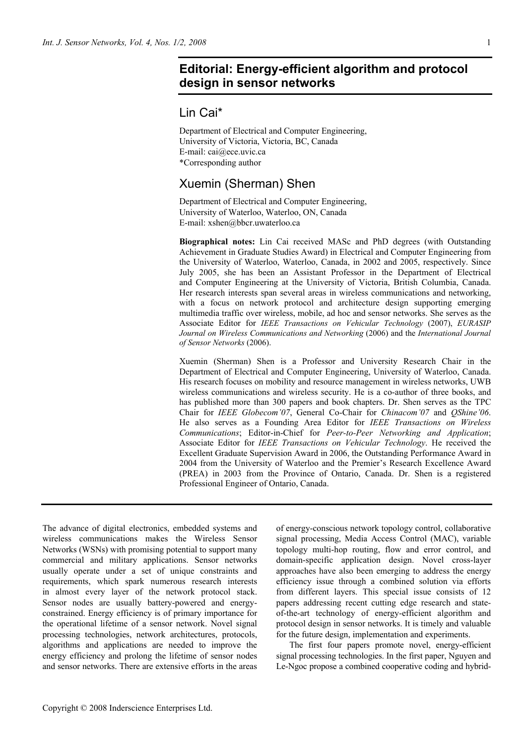# Editorial: Energy-efficient algorithm and protocol design in sensor networks

## Lin Cai*

Department of Electrical and Computer Engineering,
University of Victoria, Victoria, BC, Canada
E-mail: cai@ece.uvic.ca
*Corresponding author

## Xuemin (Sherman) Shen

Department of Electrical and Computer Engineering,
University of Waterloo, Waterloo, ON, Canada
E-mail: xshen@bbcr.uwaterloo.ca

**Biographical notes:** Lin Cai received MASc and PhD degrees (with Outstanding Achievement in Graduate Studies Award) in Electrical and Computer Engineering from the University of Waterloo, Waterloo, Canada, in 2002 and 2005, respectively. Since July 2005, she has been an Assistant Professor in the Department of Electrical and Computer Engineering at the University of Victoria, British Columbia, Canada. Her research interests span several areas in wireless communications and networking, with a focus on network protocol and architecture design supporting emerging multimedia traffic over wireless, mobile, ad hoc and sensor networks. She serves as the Associate Editor for *IEEE Transactions on Vehicular Technology* (2007), *EURASIP Journal on Wireless Communications and Networking* (2006) and the *International Journal of Sensor Networks* (2006).

Xuemin (Sherman) Shen is a Professor and University Research Chair in the Department of Electrical and Computer Engineering, University of Waterloo, Canada. His research focuses on mobility and resource management in wireless networks, UWB wireless communications and wireless security. He is a co-author of three books, and has published more than 300 papers and book chapters. Dr. Shen serves as the TPC Chair for *IEEE Globecom'07*, General Co-Chair for *Chinacom'07* and *QShine'06*. He also serves as a Founding Area Editor for *IEEE Transactions on Wireless Communications*; Editor-in-Chief for *Peer-to-Peer Networking and Application*; Associate Editor for *IEEE Transactions on Vehicular Technology*. He received the Excellent Graduate Supervision Award in 2006, the Outstanding Performance Award in 2004 from the University of Waterloo and the Premier's Research Excellence Award (PREA) in 2003 from the Province of Ontario, Canada. Dr. Shen is a registered Professional Engineer of Ontario, Canada.

The advance of digital electronics, embedded systems and wireless communications makes the Wireless Sensor Networks (WSNs) with promising potential to support many commercial and military applications. Sensor networks usually operate under a set of unique constraints and requirements, which spark numerous research interests in almost every layer of the network protocol stack. Sensor nodes are usually battery-powered and energy-constrained. Energy efficiency is of primary importance for the operational lifetime of a sensor network. Novel signal processing technologies, network architectures, protocols, algorithms and applications are needed to improve the energy efficiency and prolong the lifetime of sensor nodes and sensor networks. There are extensive efforts in the areas of energy-conscious network topology control, collaborative signal processing, Media Access Control (MAC), variable topology multi-hop routing, flow and error control, and domain-specific application design. Novel cross-layer approaches have also been emerging to address the energy efficiency issue through a combined solution via efforts from different layers. This special issue consists of 12 papers addressing recent cutting edge research and state-of-the-art technology of energy-efficient algorithm and protocol design in sensor networks. It is timely and valuable for the future design, implementation and experiments.

The first four papers promote novel, energy-efficient signal processing technologies. In the first paper, Nguyen and Le-Ngoc propose a combined cooperative coding and hybrid-

Copyright © 2008 Inderscience Enterprises Ltd.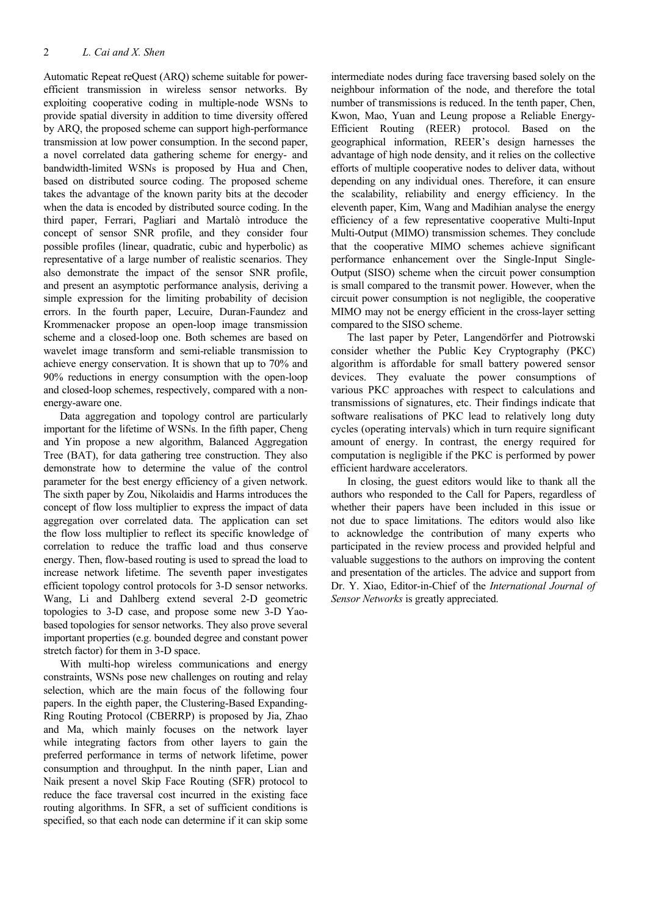Automatic Repeat reQuest (ARQ) scheme suitable for power-efficient transmission in wireless sensor networks. By exploiting cooperative coding in multiple-node WSNs to provide spatial diversity in addition to time diversity offered by ARQ, the proposed scheme can support high-performance transmission at low power consumption. In the second paper, a novel correlated data gathering scheme for energy- and bandwidth-limited WSNs is proposed by Hua and Chen, based on distributed source coding. The proposed scheme takes the advantage of the known parity bits at the decoder when the data is encoded by distributed source coding. In the third paper, Ferrari, Pagliari and Martalò introduce the concept of sensor SNR profile, and they consider four possible profiles (linear, quadratic, cubic and hyperbolic) as representative of a large number of realistic scenarios. They also demonstrate the impact of the sensor SNR profile, and present an asymptotic performance analysis, deriving a simple expression for the limiting probability of decision errors. In the fourth paper, Lecuire, Duran-Faundez and Krommenacker propose an open-loop image transmission scheme and a closed-loop one. Both schemes are based on wavelet image transform and semi-reliable transmission to achieve energy conservation. It is shown that up to 70% and 90% reductions in energy consumption with the open-loop and closed-loop schemes, respectively, compared with a non-energy-aware one.

Data aggregation and topology control are particularly important for the lifetime of WSNs. In the fifth paper, Cheng and Yin propose a new algorithm, Balanced Aggregation Tree (BAT), for data gathering tree construction. They also demonstrate how to determine the value of the control parameter for the best energy efficiency of a given network. The sixth paper by Zou, Nikolaidis and Harms introduces the concept of flow loss multiplier to express the impact of data aggregation over correlated data. The application can set the flow loss multiplier to reflect its specific knowledge of correlation to reduce the traffic load and thus conserve energy. Then, flow-based routing is used to spread the load to increase network lifetime. The seventh paper investigates efficient topology control protocols for 3-D sensor networks. Wang, Li and Dahlberg extend several 2-D geometric topologies to 3-D case, and propose some new 3-D Yao-based topologies for sensor networks. They also prove several important properties (e.g. bounded degree and constant power stretch factor) for them in 3-D space.

With multi-hop wireless communications and energy constraints, WSNs pose new challenges on routing and relay selection, which are the main focus of the following four papers. In the eighth paper, the Clustering-Based Expanding-Ring Routing Protocol (CBERRP) is proposed by Jia, Zhao and Ma, which mainly focuses on the network layer while integrating factors from other layers to gain the preferred performance in terms of network lifetime, power consumption and throughput. In the ninth paper, Lian and Naik present a novel Skip Face Routing (SFR) protocol to reduce the face traversal cost incurred in the existing face routing algorithms. In SFR, a set of sufficient conditions is specified, so that each node can determine if it can skip some intermediate nodes during face traversing based solely on the neighbour information of the node, and therefore the total number of transmissions is reduced. In the tenth paper, Chen, Kwon, Mao, Yuan and Leung propose a Reliable Energy-Efficient Routing (REER) protocol. Based on the geographical information, REER's design harnesses the advantage of high node density, and it relies on the collective efforts of multiple cooperative nodes to deliver data, without depending on any individual ones. Therefore, it can ensure the scalability, reliability and energy efficiency. In the eleventh paper, Kim, Wang and Madihian analyse the energy efficiency of a few representative cooperative Multi-Input Multi-Output (MIMO) transmission schemes. They conclude that the cooperative MIMO schemes achieve significant performance enhancement over the Single-Input Single-Output (SISO) scheme when the circuit power consumption is small compared to the transmit power. However, when the circuit power consumption is not negligible, the cooperative MIMO may not be energy efficient in the cross-layer setting compared to the SISO scheme.

The last paper by Peter, Langendörfer and Piotrowski consider whether the Public Key Cryptography (PKC) algorithm is affordable for small battery powered sensor devices. They evaluate the power consumptions of various PKC approaches with respect to calculations and transmissions of signatures, etc. Their findings indicate that software realisations of PKC lead to relatively long duty cycles (operating intervals) which in turn require significant amount of energy. In contrast, the energy required for computation is negligible if the PKC is performed by power efficient hardware accelerators.

In closing, the guest editors would like to thank all the authors who responded to the Call for Papers, regardless of whether their papers have been included in this issue or not due to space limitations. The editors would also like to acknowledge the contribution of many experts who participated in the review process and provided helpful and valuable suggestions to the authors on improving the content and presentation of the articles. The advice and support from Dr. Y. Xiao, Editor-in-Chief of the *International Journal of Sensor Networks* is greatly appreciated.